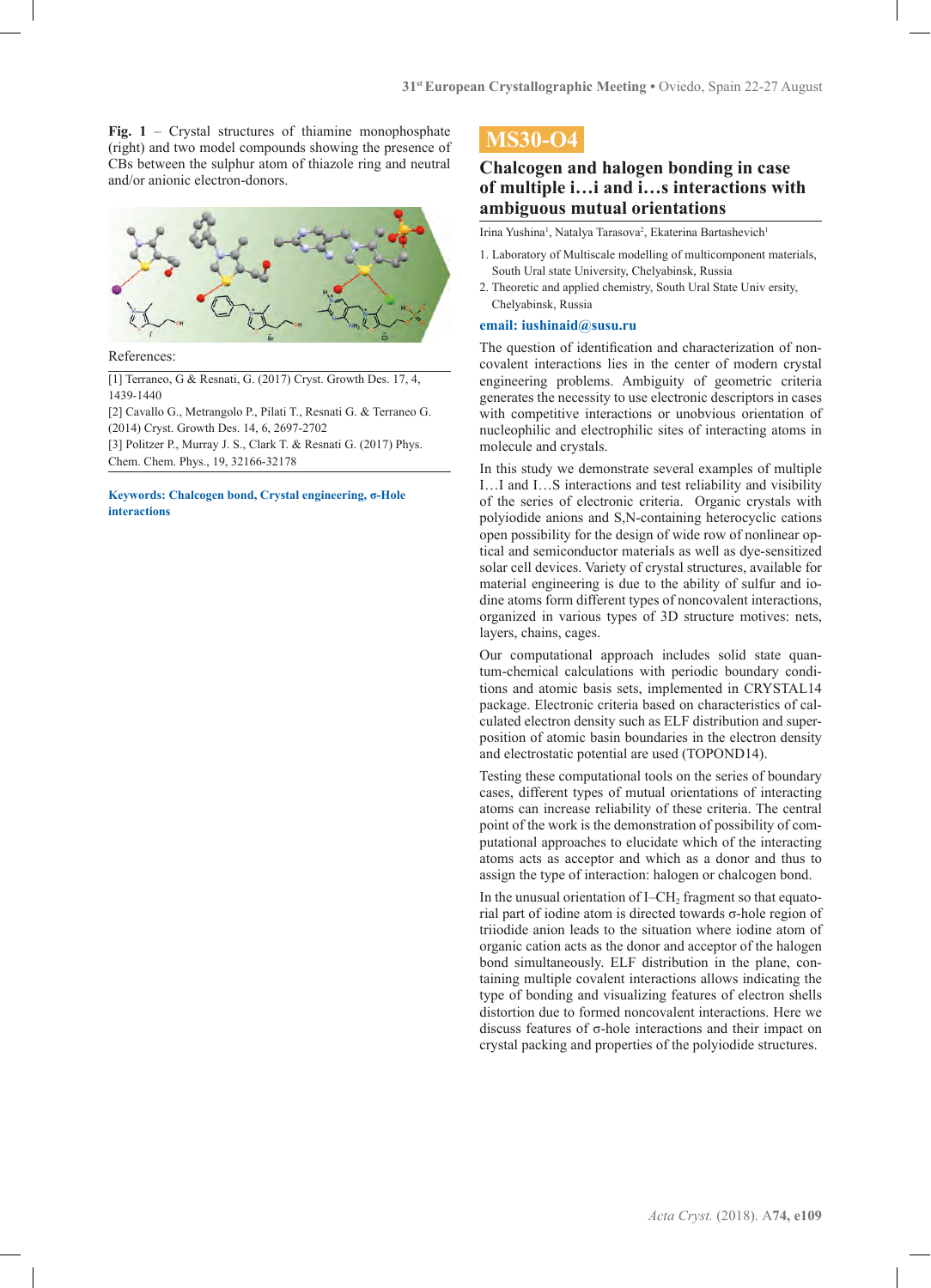**Fig. 1** – Crystal structures of thiamine monophosphate (right) and two model compounds showing the presence of CBs between the sulphur atom of thiazole ring and neutral and/or anionic electron-donors.

References:

[1] Terraneo, G & Resnati, G. (2017) Cryst. Growth Des. 17, 4, 1439-1440

[2] Cavallo G., Metrangolo P., Pilati T., Resnati G. & Terraneo G. (2014) Cryst. Growth Des. 14, 6, 2697-2702

[3] Politzer P., Murray J. S., Clark T. & Resnati G. (2017) Phys. Chem. Chem. Phys., 19, 32166-32178

**Keywords: Chalcogen bond, Crystal engineering, σ-Hole interactions**

# MS30-O4

## Chalcogen and halogen bonding in case of multiple i…i and i…s interactions with ambiguous mutual orientations

Irina Yushina[1], Natalya Tarasova[2], Ekaterina Bartashevich[1]

1. Laboratory of Multiscale modelling of multicomponent materials, South Ural state University, Chelyabinsk, Russia
2. Theoretic and applied chemistry, South Ural State Univ ersity, Chelyabinsk, Russia

**email: iushinaid@susu.ru**

The question of identification and characterization of non-covalent interactions lies in the center of modern crystal engineering problems. Ambiguity of geometric criteria generates the necessity to use electronic descriptors in cases with competitive interactions or unobvious orientation of nucleophilic and electrophilic sites of interacting atoms in molecule and crystals.

In this study we demonstrate several examples of multiple I…I and I…S interactions and test reliability and visibility of the series of electronic criteria. Organic crystals with polyiodide anions and S,N-containing heterocyclic cations open possibility for the design of wide row of nonlinear optical and semiconductor materials as well as dye-sensitized solar cell devices. Variety of crystal structures, available for material engineering is due to the ability of sulfur and iodine atoms form different types of noncovalent interactions, organized in various types of 3D structure motives: nets, layers, chains, cages.

Our computational approach includes solid state quantum-chemical calculations with periodic boundary conditions and atomic basis sets, implemented in CRYSTAL14 package. Electronic criteria based on characteristics of calculated electron density such as ELF distribution and superposition of atomic basin boundaries in the electron density and electrostatic potential are used (TOPOND14).

Testing these computational tools on the series of boundary cases, different types of mutual orientations of interacting atoms can increase reliability of these criteria. The central point of the work is the demonstration of possibility of computational approaches to elucidate which of the interacting atoms acts as acceptor and which as a donor and thus to assign the type of interaction: halogen or chalcogen bond.

In the unusual orientation of I–$CH_2$ fragment so that equatorial part of iodine atom is directed towards σ-hole region of triiodide anion leads to the situation where iodine atom of organic cation acts as the donor and acceptor of the halogen bond simultaneously. ELF distribution in the plane, containing multiple covalent interactions allows indicating the type of bonding and visualizing features of electron shells distortion due to formed noncovalent interactions. Here we discuss features of σ-hole interactions and their impact on crystal packing and properties of the polyiodide structures.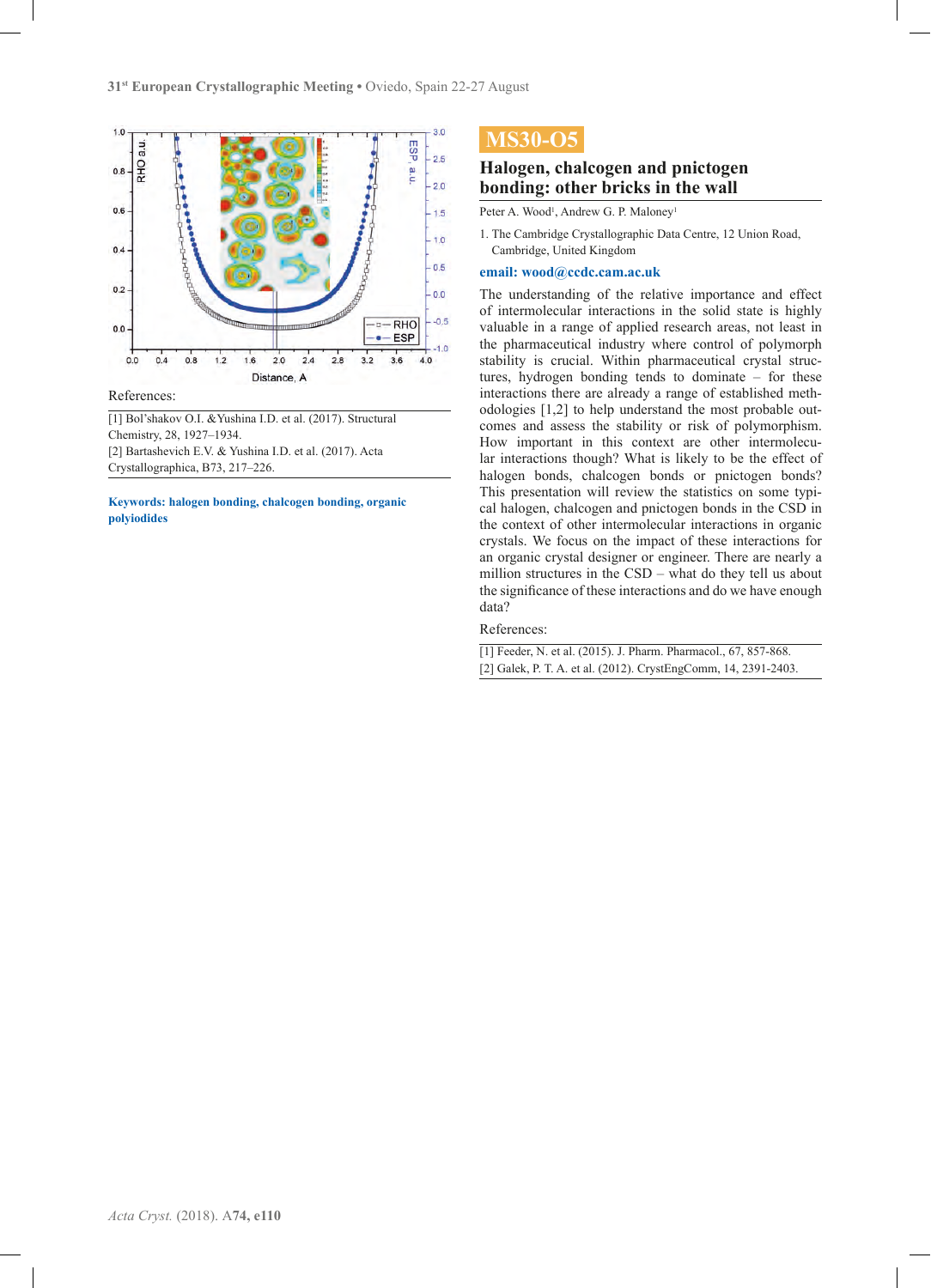1.0
0.8
0.6
0.4
0.2
0.0
RHO a.u.
ESP, a.u.
3.0
2.5
2.0
1.5
1.0
0.5
0.0
-0.5
-1.0
RHO
ESP
0.0 0.4 0.8 1.2 1.6 2.0 2.4 2.8 3.2 3.6 4.0
Distance, A

References:

[1] Bol'shakov O.I. &Yushina I.D. et al. (2017). Structural Chemistry, 28, 1927–1934.
[2] Bartashevich E.V. & Yushina I.D. et al. (2017). Acta Crystallographica, B73, 217–226.

**Keywords: halogen bonding, chalcogen bonding, organic polyiodides**

## MS30-O5

## Halogen, chalcogen and pnictogen bonding: other bricks in the wall

Peter A. Wood[1], Andrew G. P. Maloney[1]

1. The Cambridge Crystallographic Data Centre, 12 Union Road, Cambridge, United Kingdom

**email: wood@ccdc.cam.ac.uk**

The understanding of the relative importance and effect of intermolecular interactions in the solid state is highly valuable in a range of applied research areas, not least in the pharmaceutical industry where control of polymorph stability is crucial. Within pharmaceutical crystal structures, hydrogen bonding tends to dominate – for these interactions there are already a range of established methodologies [1,2] to help understand the most probable outcomes and assess the stability or risk of polymorphism. How important in this context are other intermolecular interactions though? What is likely to be the effect of halogen bonds, chalcogen bonds or pnictogen bonds? This presentation will review the statistics on some typical halogen, chalcogen and pnictogen bonds in the CSD in the context of other intermolecular interactions in organic crystals. We focus on the impact of these interactions for an organic crystal designer or engineer. There are nearly a million structures in the CSD – what do they tell us about the significance of these interactions and do we have enough data?

References:

[1] Feeder, N. et al. (2015). J. Pharm. Pharmacol., 67, 857-868.
[2] Galek, P. T. A. et al. (2012). CrystEngComm, 14, 2391-2403.